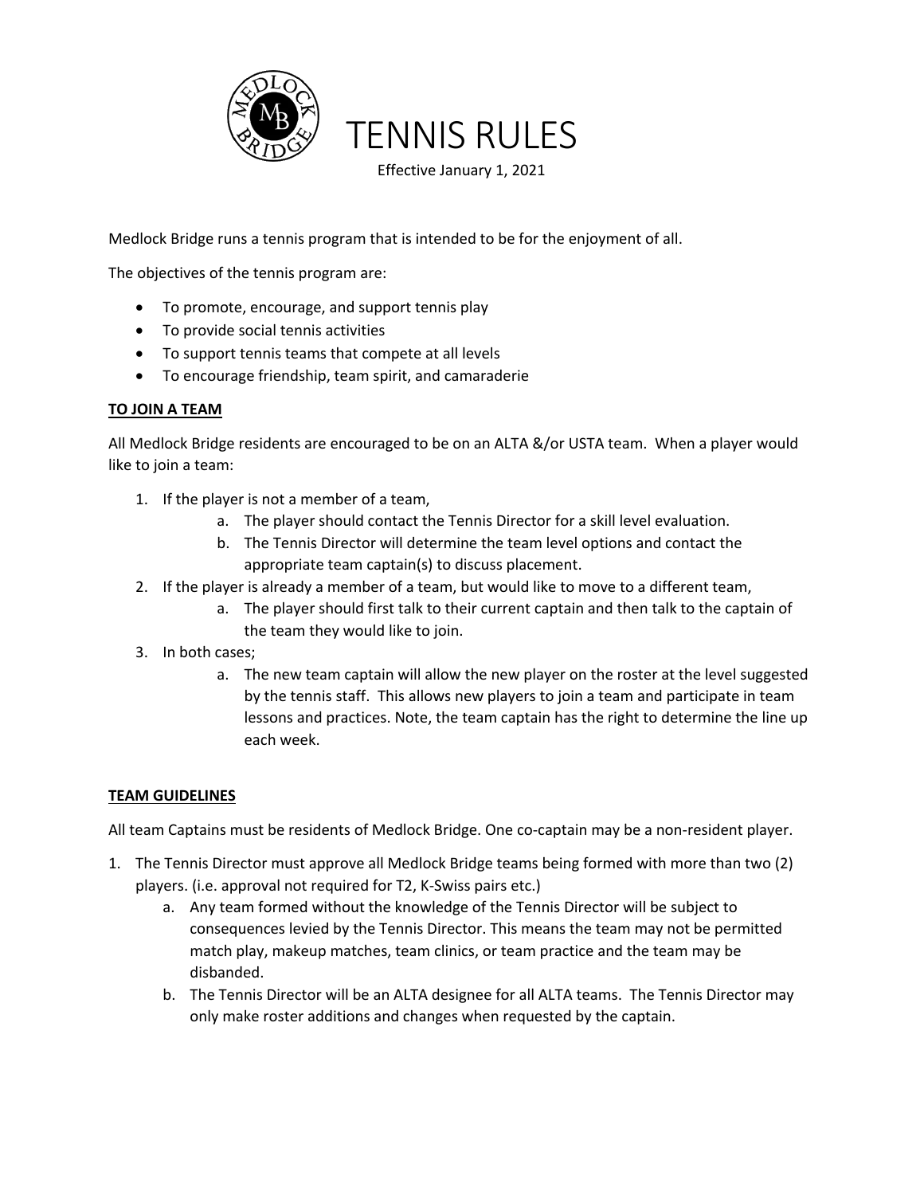# TENNIS RULES

Effective January 1, 2021

Medlock Bridge runs a tennis program that is intended to be for the enjoyment of all.

The objectives of the tennis program are:

- To promote, encourage, and support tennis play
- To provide social tennis activities
- To support tennis teams that compete at all levels
- To encourage friendship, team spirit, and camaraderie

## TO JOIN A TEAM

All Medlock Bridge residents are encouraged to be on an ALTA &/or USTA team. When a player would like to join a team:

1. If the player is not a member of a team,
    a. The player should contact the Tennis Director for a skill level evaluation.
    b. The Tennis Director will determine the team level options and contact the appropriate team captain(s) to discuss placement.
2. If the player is already a member of a team, but would like to move to a different team,
    a. The player should first talk to their current captain and then talk to the captain of the team they would like to join.
3. In both cases;
    a. The new team captain will allow the new player on the roster at the level suggested by the tennis staff. This allows new players to join a team and participate in team lessons and practices. Note, the team captain has the right to determine the line up each week.

## TEAM GUIDELINES

All team Captains must be residents of Medlock Bridge. One co-captain may be a non-resident player.

1. The Tennis Director must approve all Medlock Bridge teams being formed with more than two (2) players. (i.e. approval not required for T2, K-Swiss pairs etc.)
    a. Any team formed without the knowledge of the Tennis Director will be subject to consequences levied by the Tennis Director. This means the team may not be permitted match play, makeup matches, team clinics, or team practice and the team may be disbanded.
    b. The Tennis Director will be an ALTA designee for all ALTA teams. The Tennis Director may only make roster additions and changes when requested by the captain.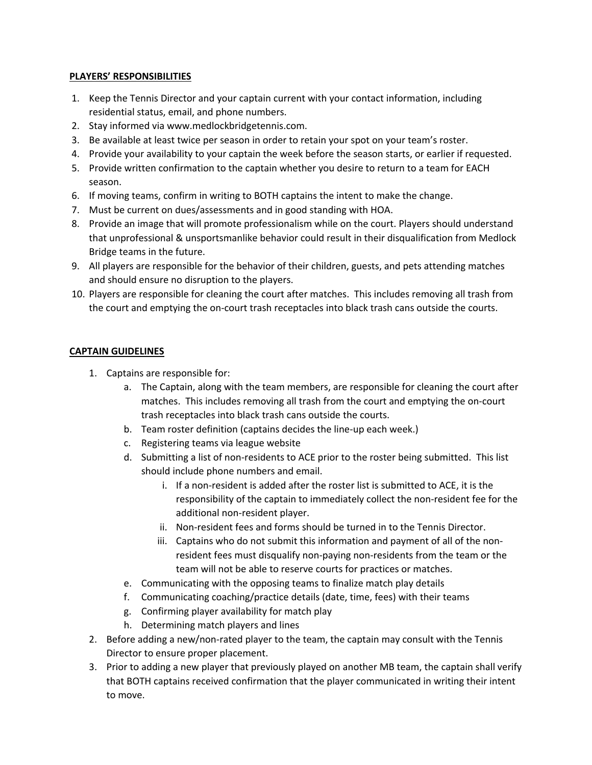**PLAYERS' RESPONSIBILITIES**

1. Keep the Tennis Director and your captain current with your contact information, including residential status, email, and phone numbers.
2. Stay informed via www.medlockbridgetennis.com.
3. Be available at least twice per season in order to retain your spot on your team's roster.
4. Provide your availability to your captain the week before the season starts, or earlier if requested.
5. Provide written confirmation to the captain whether you desire to return to a team for EACH season.
6. If moving teams, confirm in writing to BOTH captains the intent to make the change.
7. Must be current on dues/assessments and in good standing with HOA.
8. Provide an image that will promote professionalism while on the court. Players should understand that unprofessional & unsportsmanlike behavior could result in their disqualification from Medlock Bridge teams in the future.
9. All players are responsible for the behavior of their children, guests, and pets attending matches and should ensure no disruption to the players.
10. Players are responsible for cleaning the court after matches. This includes removing all trash from the court and emptying the on-court trash receptacles into black trash cans outside the courts.

**CAPTAIN GUIDELINES**

1. Captains are responsible for:
   a. The Captain, along with the team members, are responsible for cleaning the court after matches. This includes removing all trash from the court and emptying the on-court trash receptacles into black trash cans outside the courts.
   b. Team roster definition (captains decides the line-up each week.)
   c. Registering teams via league website
   d. Submitting a list of non-residents to ACE prior to the roster being submitted. This list should include phone numbers and email.
      i. If a non-resident is added after the roster list is submitted to ACE, it is the responsibility of the captain to immediately collect the non-resident fee for the additional non-resident player.
      ii. Non-resident fees and forms should be turned in to the Tennis Director.
      iii. Captains who do not submit this information and payment of all of the non-resident fees must disqualify non-paying non-residents from the team or the team will not be able to reserve courts for practices or matches.
   e. Communicating with the opposing teams to finalize match play details
   f. Communicating coaching/practice details (date, time, fees) with their teams
   g. Confirming player availability for match play
   h. Determining match players and lines
2. Before adding a new/non-rated player to the team, the captain may consult with the Tennis Director to ensure proper placement.
3. Prior to adding a new player that previously played on another MB team, the captain shall verify that BOTH captains received confirmation that the player communicated in writing their intent to move.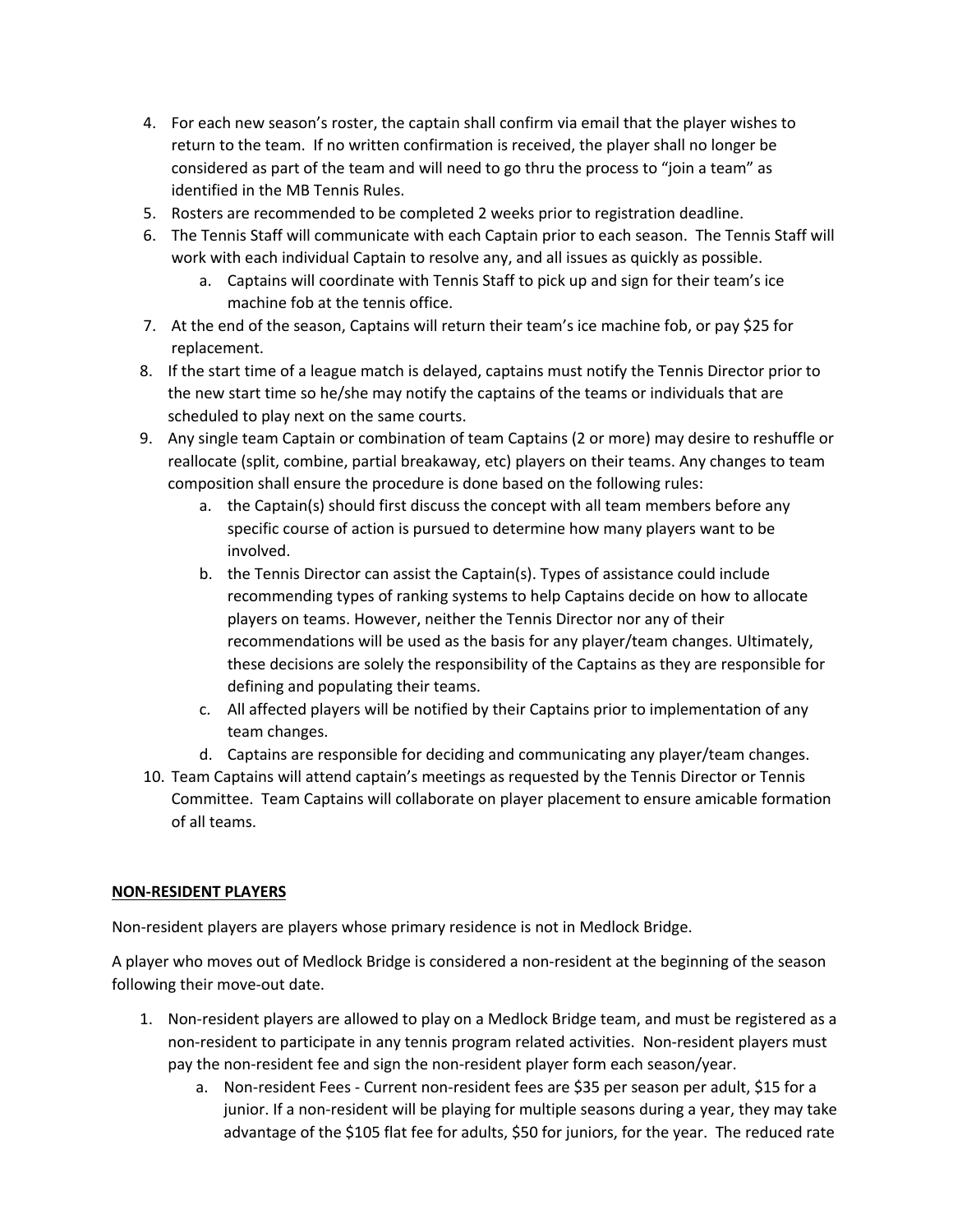4. For each new season's roster, the captain shall confirm via email that the player wishes to return to the team. If no written confirmation is received, the player shall no longer be considered as part of the team and will need to go thru the process to "join a team" as identified in the MB Tennis Rules.
5. Rosters are recommended to be completed 2 weeks prior to registration deadline.
6. The Tennis Staff will communicate with each Captain prior to each season. The Tennis Staff will work with each individual Captain to resolve any, and all issues as quickly as possible.
   a. Captains will coordinate with Tennis Staff to pick up and sign for their team's ice machine fob at the tennis office.
7. At the end of the season, Captains will return their team's ice machine fob, or pay $25 for replacement.
8. If the start time of a league match is delayed, captains must notify the Tennis Director prior to the new start time so he/she may notify the captains of the teams or individuals that are scheduled to play next on the same courts.
9. Any single team Captain or combination of team Captains (2 or more) may desire to reshuffle or reallocate (split, combine, partial breakaway, etc) players on their teams. Any changes to team composition shall ensure the procedure is done based on the following rules:
   a. the Captain(s) should first discuss the concept with all team members before any specific course of action is pursued to determine how many players want to be involved.
   b. the Tennis Director can assist the Captain(s). Types of assistance could include recommending types of ranking systems to help Captains decide on how to allocate players on teams. However, neither the Tennis Director nor any of their recommendations will be used as the basis for any player/team changes. Ultimately, these decisions are solely the responsibility of the Captains as they are responsible for defining and populating their teams.
   c. All affected players will be notified by their Captains prior to implementation of any team changes.
   d. Captains are responsible for deciding and communicating any player/team changes.
10. Team Captains will attend captain's meetings as requested by the Tennis Director or Tennis Committee. Team Captains will collaborate on player placement to ensure amicable formation of all teams.

## NON-RESIDENT PLAYERS

Non-resident players are players whose primary residence is not in Medlock Bridge.

A player who moves out of Medlock Bridge is considered a non-resident at the beginning of the season following their move-out date.

1. Non-resident players are allowed to play on a Medlock Bridge team, and must be registered as a non-resident to participate in any tennis program related activities. Non-resident players must pay the non-resident fee and sign the non-resident player form each season/year.
   a. Non-resident Fees - Current non-resident fees are $35 per season per adult, $15 for a junior. If a non-resident will be playing for multiple seasons during a year, they may take advantage of the $105 flat fee for adults, $50 for juniors, for the year. The reduced rate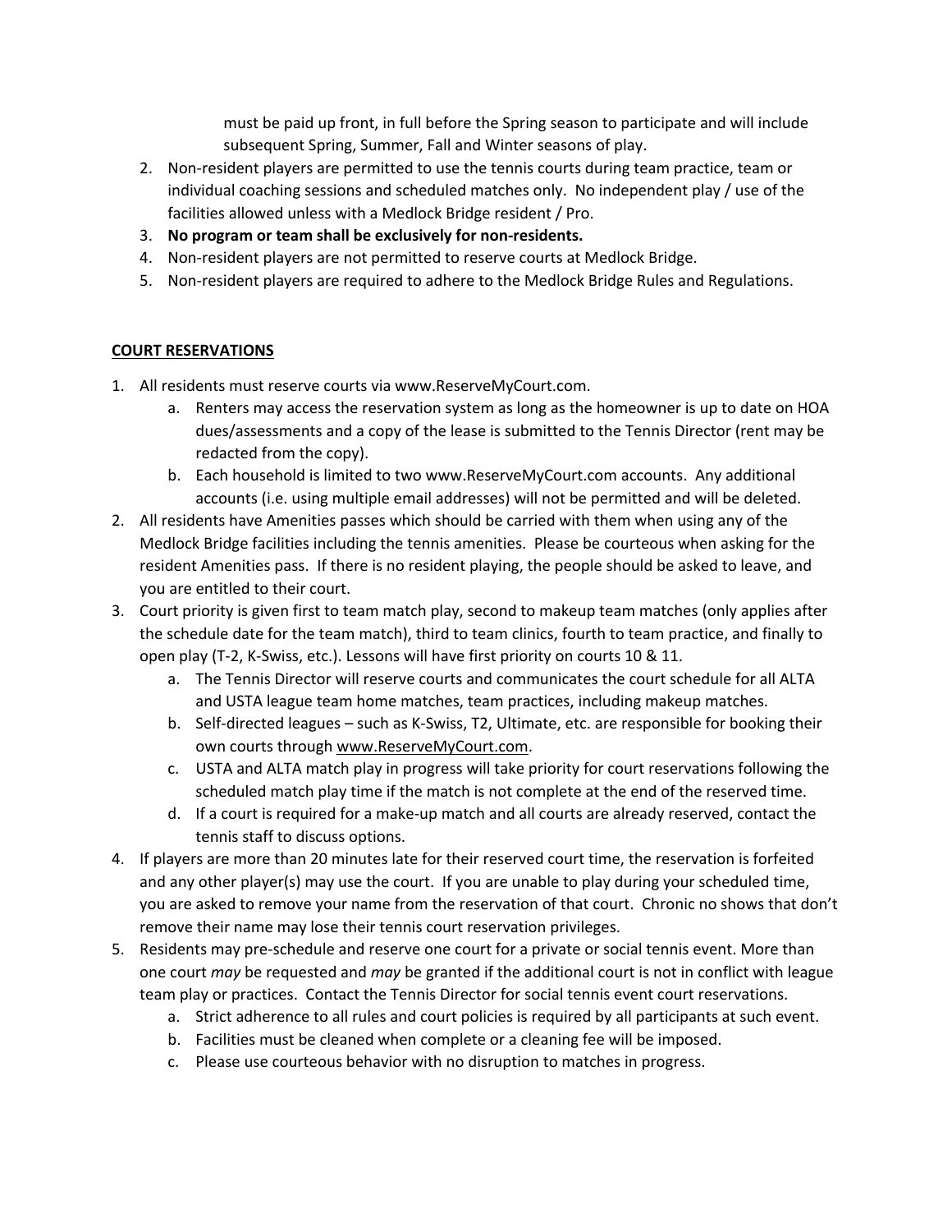must be paid up front, in full before the Spring season to participate and will include subsequent Spring, Summer, Fall and Winter seasons of play.

2. Non-resident players are permitted to use the tennis courts during team practice, team or individual coaching sessions and scheduled matches only. No independent play / use of the facilities allowed unless with a Medlock Bridge resident / Pro.
3. **No program or team shall be exclusively for non-residents.**
4. Non-resident players are not permitted to reserve courts at Medlock Bridge.
5. Non-resident players are required to adhere to the Medlock Bridge Rules and Regulations.

## COURT RESERVATIONS

1. All residents must reserve courts via www.ReserveMyCourt.com.
    a. Renters may access the reservation system as long as the homeowner is up to date on HOA dues/assessments and a copy of the lease is submitted to the Tennis Director (rent may be redacted from the copy).
    b. Each household is limited to two www.ReserveMyCourt.com accounts. Any additional accounts (i.e. using multiple email addresses) will not be permitted and will be deleted.
2. All residents have Amenities passes which should be carried with them when using any of the Medlock Bridge facilities including the tennis amenities. Please be courteous when asking for the resident Amenities pass. If there is no resident playing, the people should be asked to leave, and you are entitled to their court.
3. Court priority is given first to team match play, second to makeup team matches (only applies after the schedule date for the team match), third to team clinics, fourth to team practice, and finally to open play (T-2, K-Swiss, etc.). Lessons will have first priority on courts 10 & 11.
    a. The Tennis Director will reserve courts and communicates the court schedule for all ALTA and USTA league team home matches, team practices, including makeup matches.
    b. Self-directed leagues – such as K-Swiss, T2, Ultimate, etc. are responsible for booking their own courts through www.ReserveMyCourt.com.
    c. USTA and ALTA match play in progress will take priority for court reservations following the scheduled match play time if the match is not complete at the end of the reserved time.
    d. If a court is required for a make-up match and all courts are already reserved, contact the tennis staff to discuss options.
4. If players are more than 20 minutes late for their reserved court time, the reservation is forfeited and any other player(s) may use the court. If you are unable to play during your scheduled time, you are asked to remove your name from the reservation of that court. Chronic no shows that don't remove their name may lose their tennis court reservation privileges.
5. Residents may pre-schedule and reserve one court for a private or social tennis event. More than one court *may* be requested and *may* be granted if the additional court is not in conflict with league team play or practices. Contact the Tennis Director for social tennis event court reservations.
    a. Strict adherence to all rules and court policies is required by all participants at such event.
    b. Facilities must be cleaned when complete or a cleaning fee will be imposed.
    c. Please use courteous behavior with no disruption to matches in progress.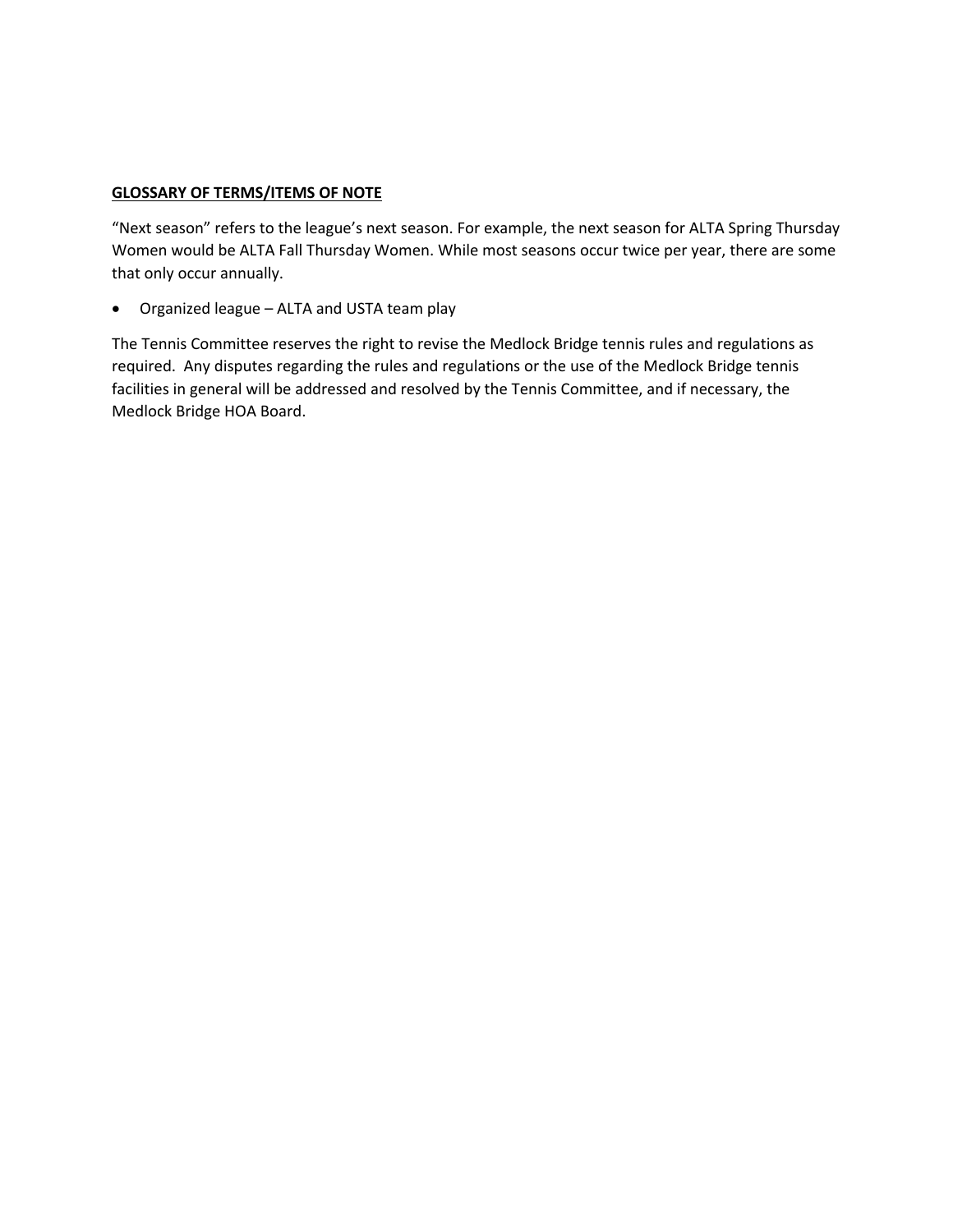**GLOSSARY OF TERMS/ITEMS OF NOTE**

"Next season" refers to the league's next season. For example, the next season for ALTA Spring Thursday Women would be ALTA Fall Thursday Women. While most seasons occur twice per year, there are some that only occur annually.

- Organized league – ALTA and USTA team play

The Tennis Committee reserves the right to revise the Medlock Bridge tennis rules and regulations as required. Any disputes regarding the rules and regulations or the use of the Medlock Bridge tennis facilities in general will be addressed and resolved by the Tennis Committee, and if necessary, the Medlock Bridge HOA Board.